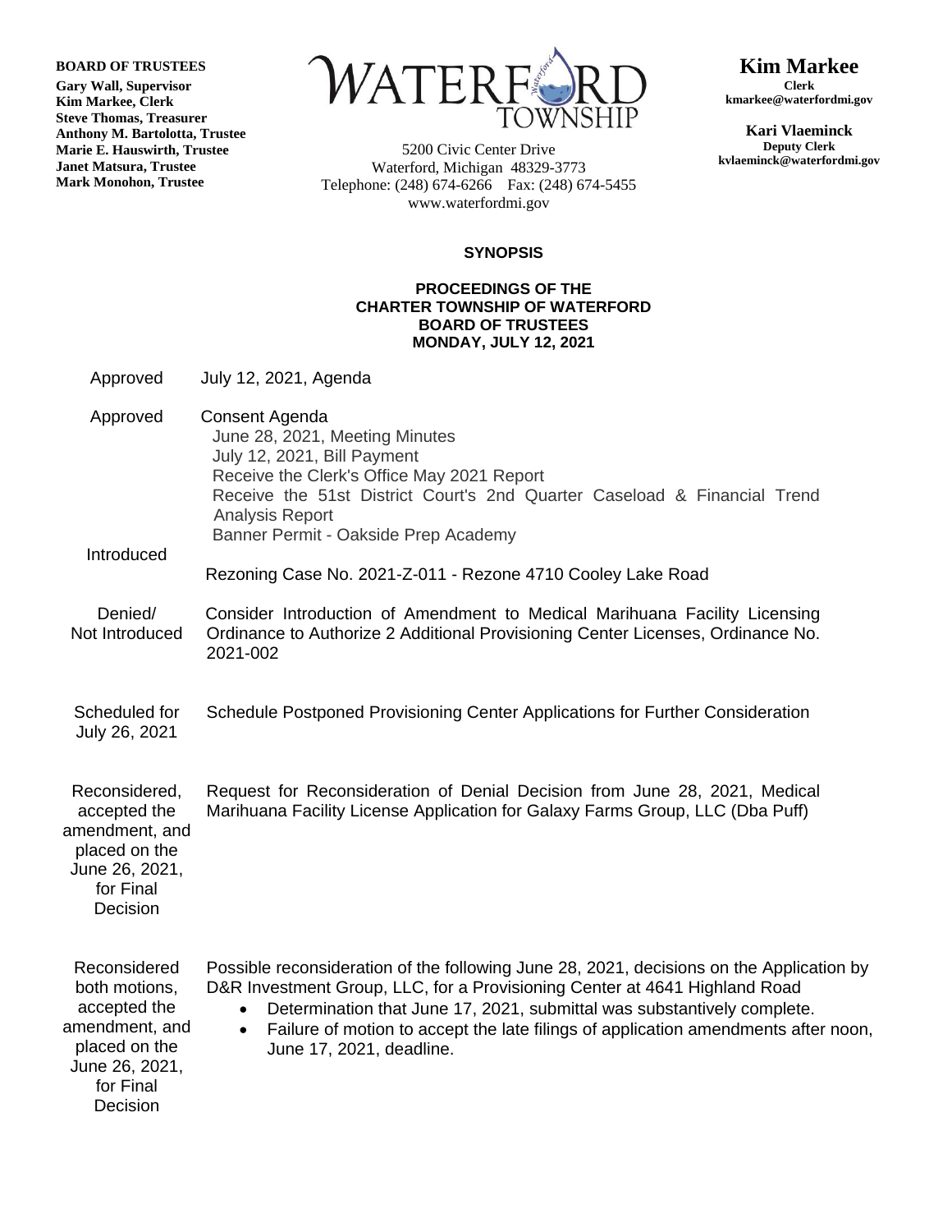**BOARD OF TRUSTEES**
**Gary Wall, Supervisor**
**Kim Markee, Clerk**
**Steve Thomas, Treasurer**
**Anthony M. Bartolotta, Trustee**
**Marie E. Hauswirth, Trustee**
**Janet Matsura, Trustee**
**Mark Monohon, Trustee**

WATERFORD TOWNSHIP

5200 Civic Center Drive
Waterford, Michigan 48329-3773
Telephone: (248) 674-6266 Fax: (248) 674-5455
www.waterfordmi.gov

**Kim Markee**
**Clerk**
**kmarkee@waterfordmi.gov**

**Kari Vlaeminck**
**Deputy Clerk**
**kvlaeminck@waterfordmi.gov**

**SYNOPSIS**

**PROCEEDINGS OF THE**
**CHARTER TOWNSHIP OF WATERFORD**
**BOARD OF TRUSTEES**
**MONDAY, JULY 12, 2021**

| | |
|---|---|
| Approved | July 12, 2021, Agenda |
| Approved | Consent Agenda<br>June 28, 2021, Meeting Minutes<br>July 12, 2021, Bill Payment<br>Receive the Clerk's Office May 2021 Report<br>Receive the 51st District Court's 2nd Quarter Caseload & Financial Trend Analysis Report<br>Banner Permit - Oakside Prep Academy |
| Introduced | Rezoning Case No. 2021-Z-011 - Rezone 4710 Cooley Lake Road |
| Denied/ Not Introduced | Consider Introduction of Amendment to Medical Marihuana Facility Licensing Ordinance to Authorize 2 Additional Provisioning Center Licenses, Ordinance No. 2021-002 |
| Scheduled for July 26, 2021 | Schedule Postponed Provisioning Center Applications for Further Consideration |
| Reconsidered, accepted the amendment, and placed on the June 26, 2021, for Final Decision | Request for Reconsideration of Denial Decision from June 28, 2021, Medical Marihuana Facility License Application for Galaxy Farms Group, LLC (Dba Puff) |
| Reconsidered both motions, accepted the amendment, and placed on the June 26, 2021, for Final Decision | Possible reconsideration of the following June 28, 2021, decisions on the Application by D&R Investment Group, LLC, for a Provisioning Center at 4641 Highland Road<br>• Determination that June 17, 2021, submittal was substantively complete.<br>• Failure of motion to accept the late filings of application amendments after noon, June 17, 2021, deadline. |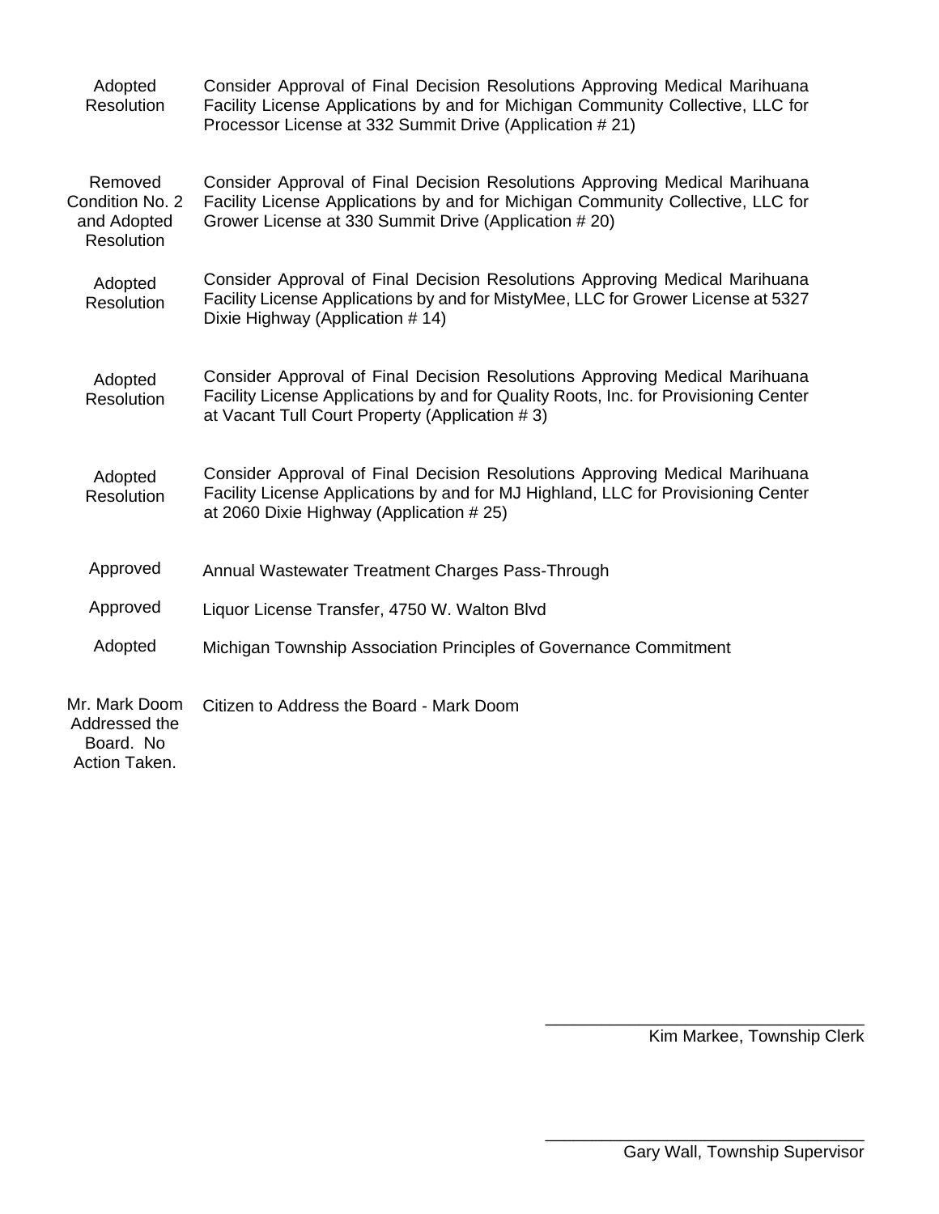| | |
|---|---|
| Adopted Resolution | Consider Approval of Final Decision Resolutions Approving Medical Marihuana Facility License Applications by and for Michigan Community Collective, LLC for Processor License at 332 Summit Drive (Application # 21) |
| Removed Condition No. 2 and Adopted Resolution | Consider Approval of Final Decision Resolutions Approving Medical Marihuana Facility License Applications by and for Michigan Community Collective, LLC for Grower License at 330 Summit Drive (Application # 20) |
| Adopted Resolution | Consider Approval of Final Decision Resolutions Approving Medical Marihuana Facility License Applications by and for MistyMee, LLC for Grower License at 5327 Dixie Highway (Application # 14) |
| Adopted Resolution | Consider Approval of Final Decision Resolutions Approving Medical Marihuana Facility License Applications by and for Quality Roots, Inc. for Provisioning Center at Vacant Tull Court Property (Application # 3) |
| Adopted Resolution | Consider Approval of Final Decision Resolutions Approving Medical Marihuana Facility License Applications by and for MJ Highland, LLC for Provisioning Center at 2060 Dixie Highway (Application # 25) |
| Approved | Annual Wastewater Treatment Charges Pass-Through |
| Approved | Liquor License Transfer, 4750 W. Walton Blvd |
| Adopted | Michigan Township Association Principles of Governance Commitment |
| Mr. Mark Doom Addressed the Board. No Action Taken. | Citizen to Address the Board - Mark Doom |

\_\_\_\_\_\_\_\_\_\_\_\_\_\_\_\_\_\_\_\_\_\_\_\_\_\_\_\_\_\_\_\_\_\_

Kim Markee, Township Clerk

\_\_\_\_\_\_\_\_\_\_\_\_\_\_\_\_\_\_\_\_\_\_\_\_\_\_\_\_\_\_\_\_\_\_

Gary Wall, Township Supervisor